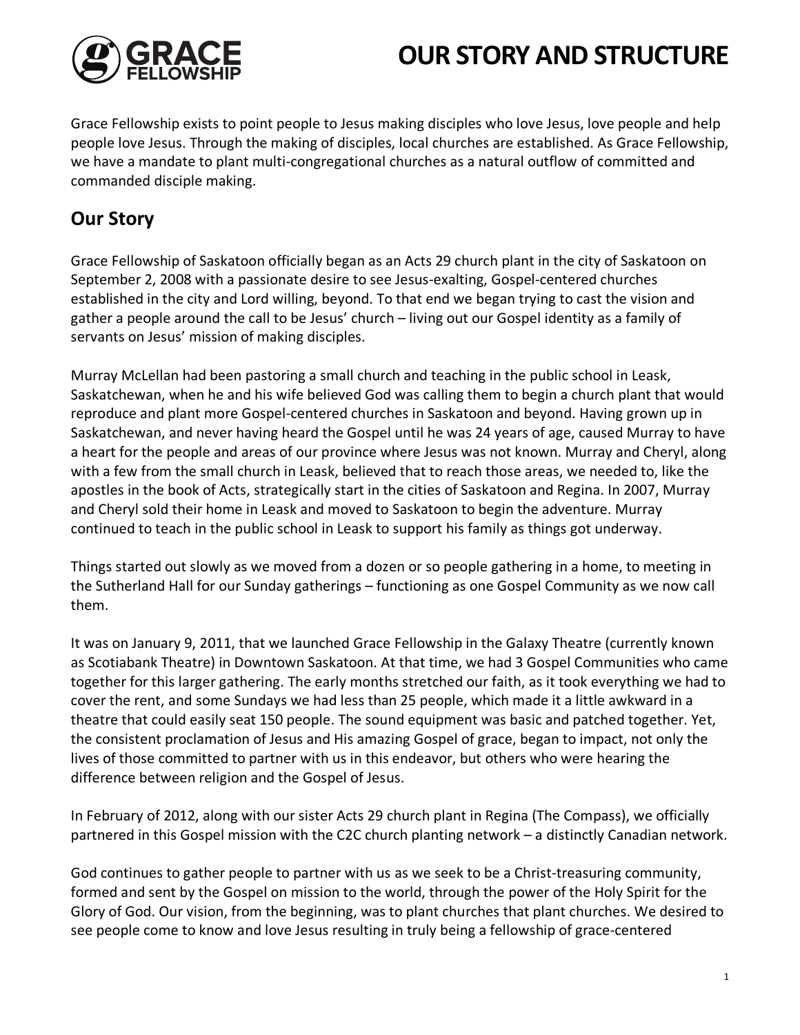# OUR STORY AND STRUCTURE

Grace Fellowship exists to point people to Jesus making disciples who love Jesus, love people and help people love Jesus. Through the making of disciples, local churches are established. As Grace Fellowship, we have a mandate to plant multi-congregational churches as a natural outflow of committed and commanded disciple making.

## Our Story

Grace Fellowship of Saskatoon officially began as an Acts 29 church plant in the city of Saskatoon on September 2, 2008 with a passionate desire to see Jesus-exalting, Gospel-centered churches established in the city and Lord willing, beyond. To that end we began trying to cast the vision and gather a people around the call to be Jesus' church – living out our Gospel identity as a family of servants on Jesus' mission of making disciples.

Murray McLellan had been pastoring a small church and teaching in the public school in Leask, Saskatchewan, when he and his wife believed God was calling them to begin a church plant that would reproduce and plant more Gospel-centered churches in Saskatoon and beyond. Having grown up in Saskatchewan, and never having heard the Gospel until he was 24 years of age, caused Murray to have a heart for the people and areas of our province where Jesus was not known. Murray and Cheryl, along with a few from the small church in Leask, believed that to reach those areas, we needed to, like the apostles in the book of Acts, strategically start in the cities of Saskatoon and Regina. In 2007, Murray and Cheryl sold their home in Leask and moved to Saskatoon to begin the adventure. Murray continued to teach in the public school in Leask to support his family as things got underway.

Things started out slowly as we moved from a dozen or so people gathering in a home, to meeting in the Sutherland Hall for our Sunday gatherings – functioning as one Gospel Community as we now call them.

It was on January 9, 2011, that we launched Grace Fellowship in the Galaxy Theatre (currently known as Scotiabank Theatre) in Downtown Saskatoon. At that time, we had 3 Gospel Communities who came together for this larger gathering. The early months stretched our faith, as it took everything we had to cover the rent, and some Sundays we had less than 25 people, which made it a little awkward in a theatre that could easily seat 150 people. The sound equipment was basic and patched together. Yet, the consistent proclamation of Jesus and His amazing Gospel of grace, began to impact, not only the lives of those committed to partner with us in this endeavor, but others who were hearing the difference between religion and the Gospel of Jesus.

In February of 2012, along with our sister Acts 29 church plant in Regina (The Compass), we officially partnered in this Gospel mission with the C2C church planting network – a distinctly Canadian network.

God continues to gather people to partner with us as we seek to be a Christ-treasuring community, formed and sent by the Gospel on mission to the world, through the power of the Holy Spirit for the Glory of God. Our vision, from the beginning, was to plant churches that plant churches. We desired to see people come to know and love Jesus resulting in truly being a fellowship of grace-centered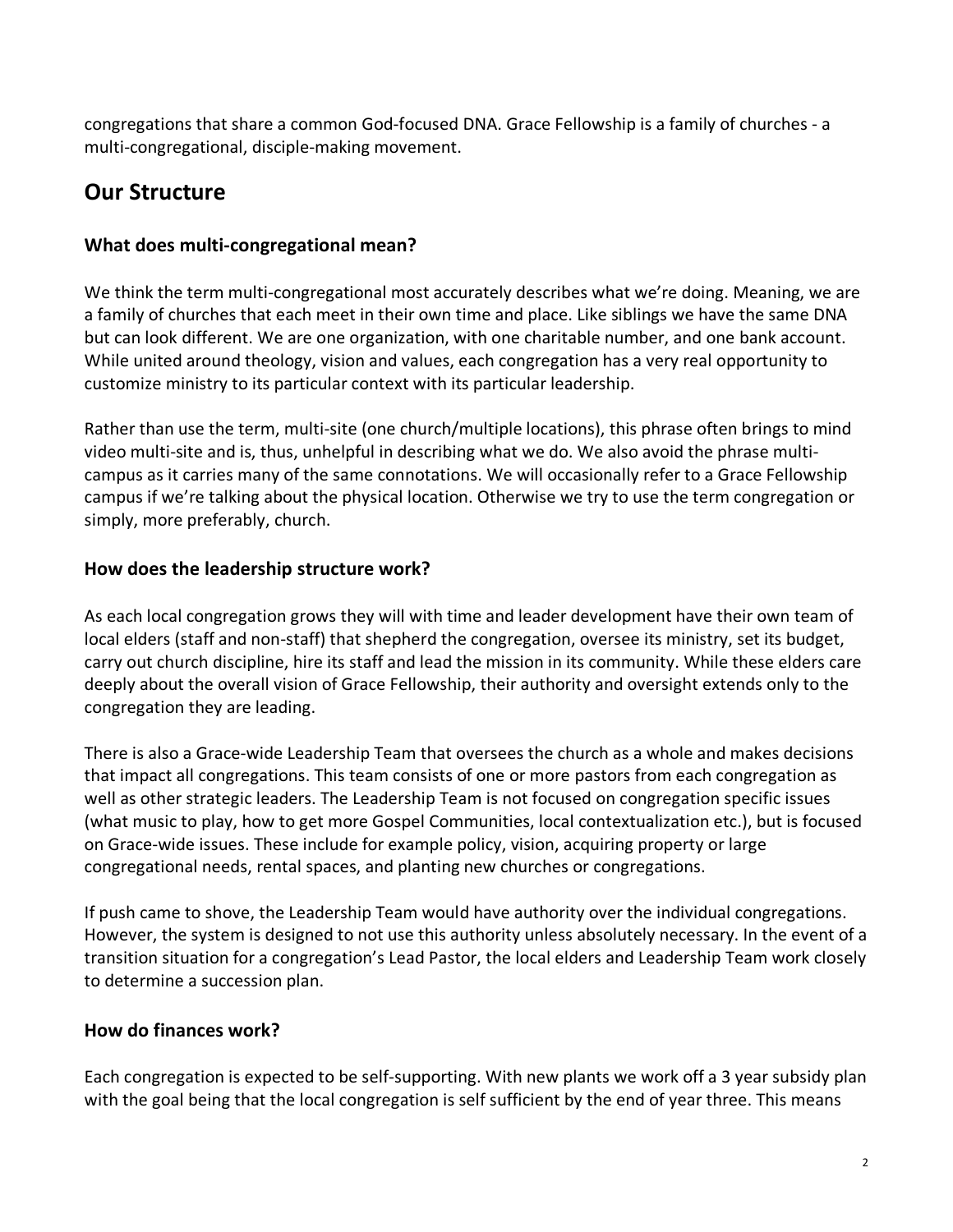congregations that share a common God-focused DNA. Grace Fellowship is a family of churches - a multi-congregational, disciple-making movement.

## Our Structure

### What does multi-congregational mean?

We think the term multi-congregational most accurately describes what we're doing. Meaning, we are a family of churches that each meet in their own time and place. Like siblings we have the same DNA but can look different. We are one organization, with one charitable number, and one bank account. While united around theology, vision and values, each congregation has a very real opportunity to customize ministry to its particular context with its particular leadership.

Rather than use the term, multi-site (one church/multiple locations), this phrase often brings to mind video multi-site and is, thus, unhelpful in describing what we do. We also avoid the phrase multi-campus as it carries many of the same connotations. We will occasionally refer to a Grace Fellowship campus if we're talking about the physical location. Otherwise we try to use the term congregation or simply, more preferably, church.

### How does the leadership structure work?

As each local congregation grows they will with time and leader development have their own team of local elders (staff and non-staff) that shepherd the congregation, oversee its ministry, set its budget, carry out church discipline, hire its staff and lead the mission in its community. While these elders care deeply about the overall vision of Grace Fellowship, their authority and oversight extends only to the congregation they are leading.

There is also a Grace-wide Leadership Team that oversees the church as a whole and makes decisions that impact all congregations. This team consists of one or more pastors from each congregation as well as other strategic leaders. The Leadership Team is not focused on congregation specific issues (what music to play, how to get more Gospel Communities, local contextualization etc.), but is focused on Grace-wide issues. These include for example policy, vision, acquiring property or large congregational needs, rental spaces, and planting new churches or congregations.

If push came to shove, the Leadership Team would have authority over the individual congregations. However, the system is designed to not use this authority unless absolutely necessary. In the event of a transition situation for a congregation's Lead Pastor, the local elders and Leadership Team work closely to determine a succession plan.

### How do finances work?

Each congregation is expected to be self-supporting. With new plants we work off a 3 year subsidy plan with the goal being that the local congregation is self sufficient by the end of year three. This means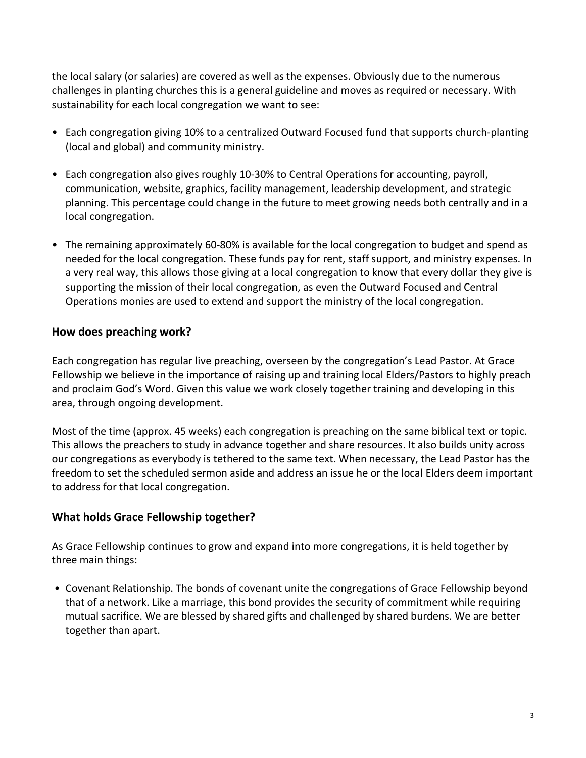the local salary (or salaries) are covered as well as the expenses. Obviously due to the numerous challenges in planting churches this is a general guideline and moves as required or necessary. With sustainability for each local congregation we want to see:

- Each congregation giving 10% to a centralized Outward Focused fund that supports church-planting (local and global) and community ministry.
- Each congregation also gives roughly 10-30% to Central Operations for accounting, payroll, communication, website, graphics, facility management, leadership development, and strategic planning. This percentage could change in the future to meet growing needs both centrally and in a local congregation.
- The remaining approximately 60-80% is available for the local congregation to budget and spend as needed for the local congregation. These funds pay for rent, staff support, and ministry expenses. In a very real way, this allows those giving at a local congregation to know that every dollar they give is supporting the mission of their local congregation, as even the Outward Focused and Central Operations monies are used to extend and support the ministry of the local congregation.

## How does preaching work?

Each congregation has regular live preaching, overseen by the congregation's Lead Pastor. At Grace Fellowship we believe in the importance of raising up and training local Elders/Pastors to highly preach and proclaim God's Word. Given this value we work closely together training and developing in this area, through ongoing development.

Most of the time (approx. 45 weeks) each congregation is preaching on the same biblical text or topic. This allows the preachers to study in advance together and share resources. It also builds unity across our congregations as everybody is tethered to the same text. When necessary, the Lead Pastor has the freedom to set the scheduled sermon aside and address an issue he or the local Elders deem important to address for that local congregation.

## What holds Grace Fellowship together?

As Grace Fellowship continues to grow and expand into more congregations, it is held together by three main things:

- Covenant Relationship. The bonds of covenant unite the congregations of Grace Fellowship beyond that of a network. Like a marriage, this bond provides the security of commitment while requiring mutual sacrifice. We are blessed by shared gifts and challenged by shared burdens. We are better together than apart.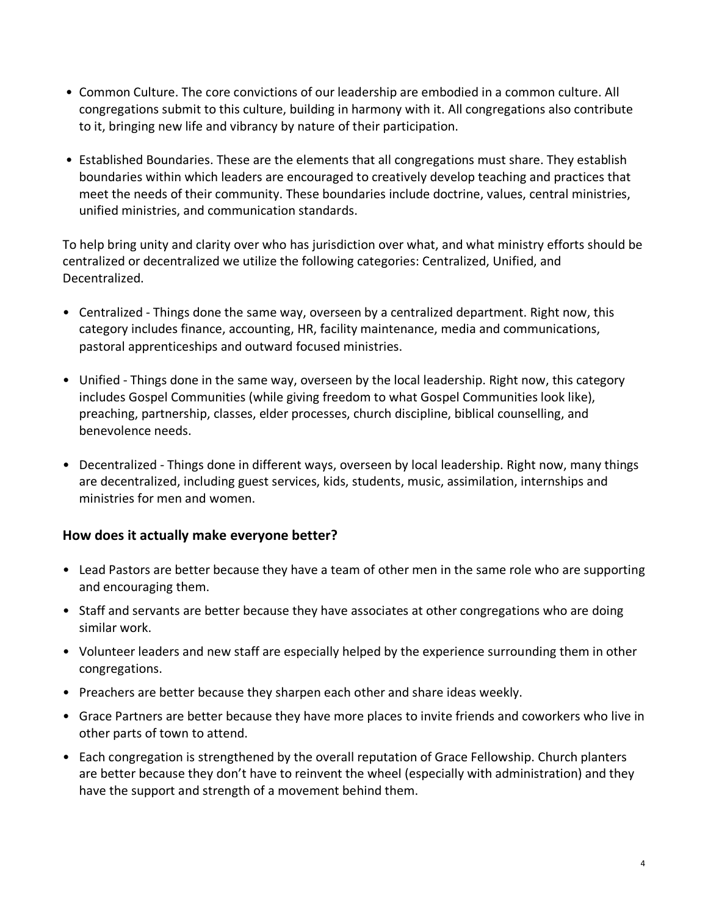- Common Culture. The core convictions of our leadership are embodied in a common culture. All congregations submit to this culture, building in harmony with it. All congregations also contribute to it, bringing new life and vibrancy by nature of their participation.

- Established Boundaries. These are the elements that all congregations must share. They establish boundaries within which leaders are encouraged to creatively develop teaching and practices that meet the needs of their community. These boundaries include doctrine, values, central ministries, unified ministries, and communication standards.

To help bring unity and clarity over who has jurisdiction over what, and what ministry efforts should be centralized or decentralized we utilize the following categories: Centralized, Unified, and Decentralized.

- Centralized - Things done the same way, overseen by a centralized department. Right now, this category includes finance, accounting, HR, facility maintenance, media and communications, pastoral apprenticeships and outward focused ministries.

- Unified - Things done in the same way, overseen by the local leadership. Right now, this category includes Gospel Communities (while giving freedom to what Gospel Communities look like), preaching, partnership, classes, elder processes, church discipline, biblical counselling, and benevolence needs.

- Decentralized - Things done in different ways, overseen by local leadership. Right now, many things are decentralized, including guest services, kids, students, music, assimilation, internships and ministries for men and women.

### How does it actually make everyone better?

- Lead Pastors are better because they have a team of other men in the same role who are supporting and encouraging them.
- Staff and servants are better because they have associates at other congregations who are doing similar work.
- Volunteer leaders and new staff are especially helped by the experience surrounding them in other congregations.
- Preachers are better because they sharpen each other and share ideas weekly.
- Grace Partners are better because they have more places to invite friends and coworkers who live in other parts of town to attend.
- Each congregation is strengthened by the overall reputation of Grace Fellowship. Church planters are better because they don't have to reinvent the wheel (especially with administration) and they have the support and strength of a movement behind them.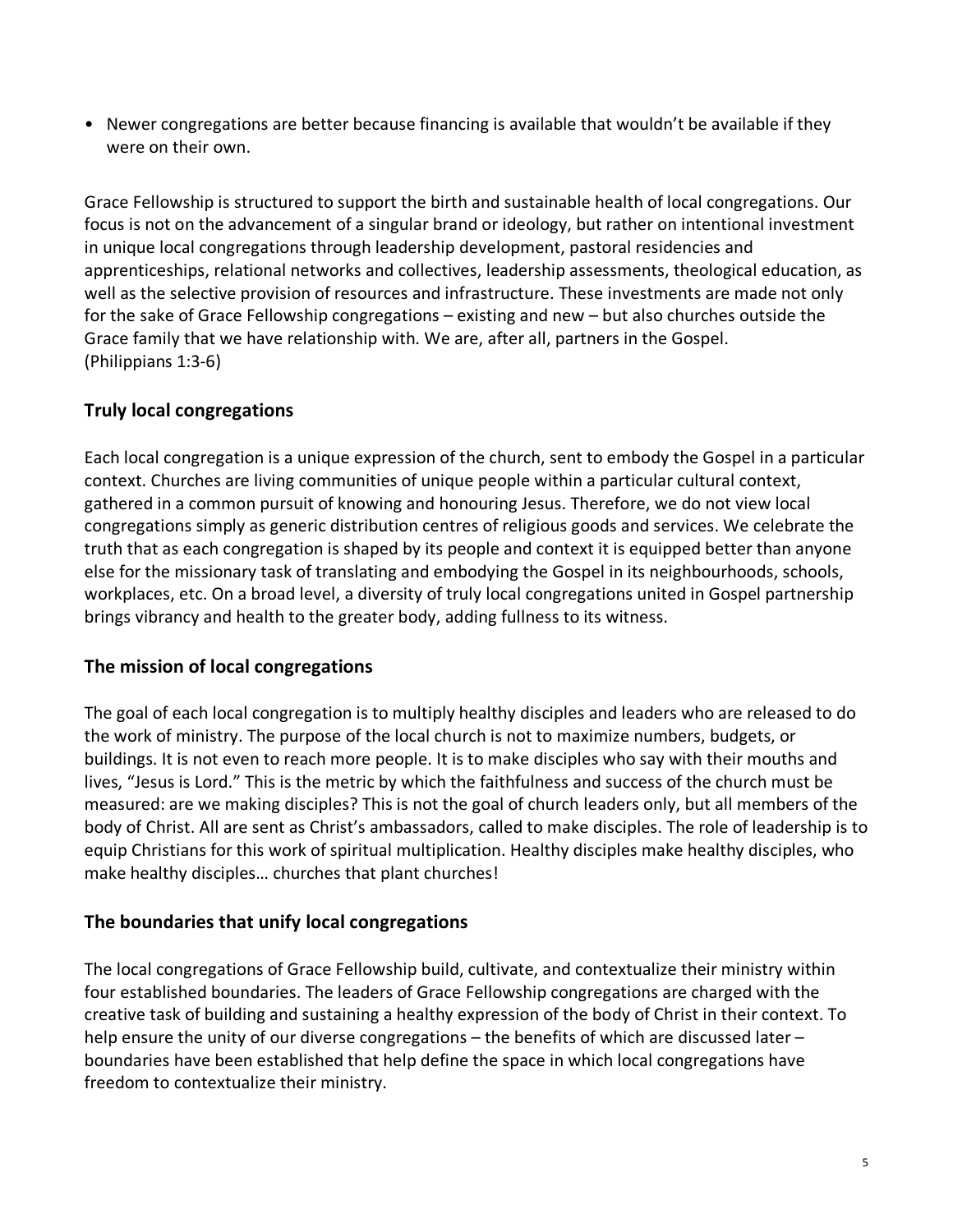- Newer congregations are better because financing is available that wouldn't be available if they were on their own.

Grace Fellowship is structured to support the birth and sustainable health of local congregations. Our focus is not on the advancement of a singular brand or ideology, but rather on intentional investment in unique local congregations through leadership development, pastoral residencies and apprenticeships, relational networks and collectives, leadership assessments, theological education, as well as the selective provision of resources and infrastructure. These investments are made not only for the sake of Grace Fellowship congregations – existing and new – but also churches outside the Grace family that we have relationship with. We are, after all, partners in the Gospel. (Philippians 1:3-6)

## Truly local congregations

Each local congregation is a unique expression of the church, sent to embody the Gospel in a particular context. Churches are living communities of unique people within a particular cultural context, gathered in a common pursuit of knowing and honouring Jesus. Therefore, we do not view local congregations simply as generic distribution centres of religious goods and services. We celebrate the truth that as each congregation is shaped by its people and context it is equipped better than anyone else for the missionary task of translating and embodying the Gospel in its neighbourhoods, schools, workplaces, etc. On a broad level, a diversity of truly local congregations united in Gospel partnership brings vibrancy and health to the greater body, adding fullness to its witness.

## The mission of local congregations

The goal of each local congregation is to multiply healthy disciples and leaders who are released to do the work of ministry. The purpose of the local church is not to maximize numbers, budgets, or buildings. It is not even to reach more people. It is to make disciples who say with their mouths and lives, "Jesus is Lord." This is the metric by which the faithfulness and success of the church must be measured: are we making disciples? This is not the goal of church leaders only, but all members of the body of Christ. All are sent as Christ's ambassadors, called to make disciples. The role of leadership is to equip Christians for this work of spiritual multiplication. Healthy disciples make healthy disciples, who make healthy disciples… churches that plant churches!

## The boundaries that unify local congregations

The local congregations of Grace Fellowship build, cultivate, and contextualize their ministry within four established boundaries. The leaders of Grace Fellowship congregations are charged with the creative task of building and sustaining a healthy expression of the body of Christ in their context. To help ensure the unity of our diverse congregations – the benefits of which are discussed later – boundaries have been established that help define the space in which local congregations have freedom to contextualize their ministry.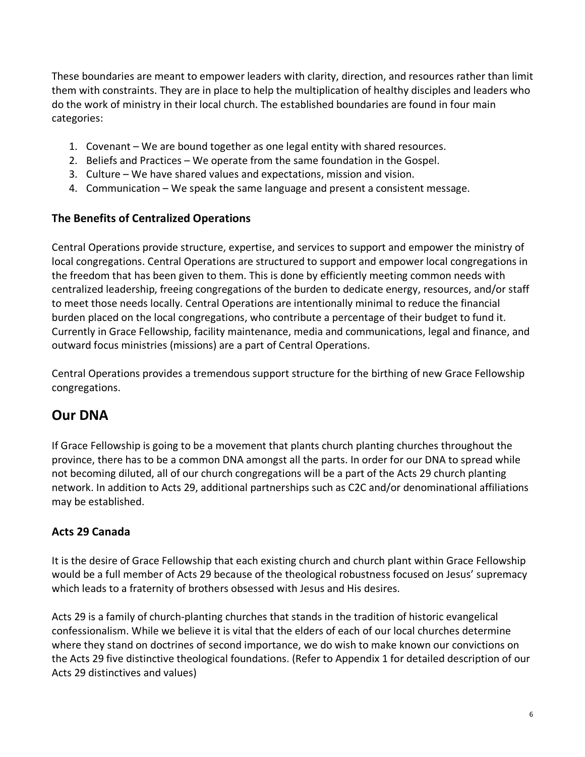These boundaries are meant to empower leaders with clarity, direction, and resources rather than limit them with constraints. They are in place to help the multiplication of healthy disciples and leaders who do the work of ministry in their local church. The established boundaries are found in four main categories:

1. Covenant – We are bound together as one legal entity with shared resources.
2. Beliefs and Practices – We operate from the same foundation in the Gospel.
3. Culture – We have shared values and expectations, mission and vision.
4. Communication – We speak the same language and present a consistent message.

### The Benefits of Centralized Operations

Central Operations provide structure, expertise, and services to support and empower the ministry of local congregations. Central Operations are structured to support and empower local congregations in the freedom that has been given to them. This is done by efficiently meeting common needs with centralized leadership, freeing congregations of the burden to dedicate energy, resources, and/or staff to meet those needs locally. Central Operations are intentionally minimal to reduce the financial burden placed on the local congregations, who contribute a percentage of their budget to fund it. Currently in Grace Fellowship, facility maintenance, media and communications, legal and finance, and outward focus ministries (missions) are a part of Central Operations.

Central Operations provides a tremendous support structure for the birthing of new Grace Fellowship congregations.

## Our DNA

If Grace Fellowship is going to be a movement that plants church planting churches throughout the province, there has to be a common DNA amongst all the parts. In order for our DNA to spread while not becoming diluted, all of our church congregations will be a part of the Acts 29 church planting network. In addition to Acts 29, additional partnerships such as C2C and/or denominational affiliations may be established.

### Acts 29 Canada

It is the desire of Grace Fellowship that each existing church and church plant within Grace Fellowship would be a full member of Acts 29 because of the theological robustness focused on Jesus' supremacy which leads to a fraternity of brothers obsessed with Jesus and His desires.

Acts 29 is a family of church-planting churches that stands in the tradition of historic evangelical confessionalism. While we believe it is vital that the elders of each of our local churches determine where they stand on doctrines of second importance, we do wish to make known our convictions on the Acts 29 five distinctive theological foundations. (Refer to Appendix 1 for detailed description of our Acts 29 distinctives and values)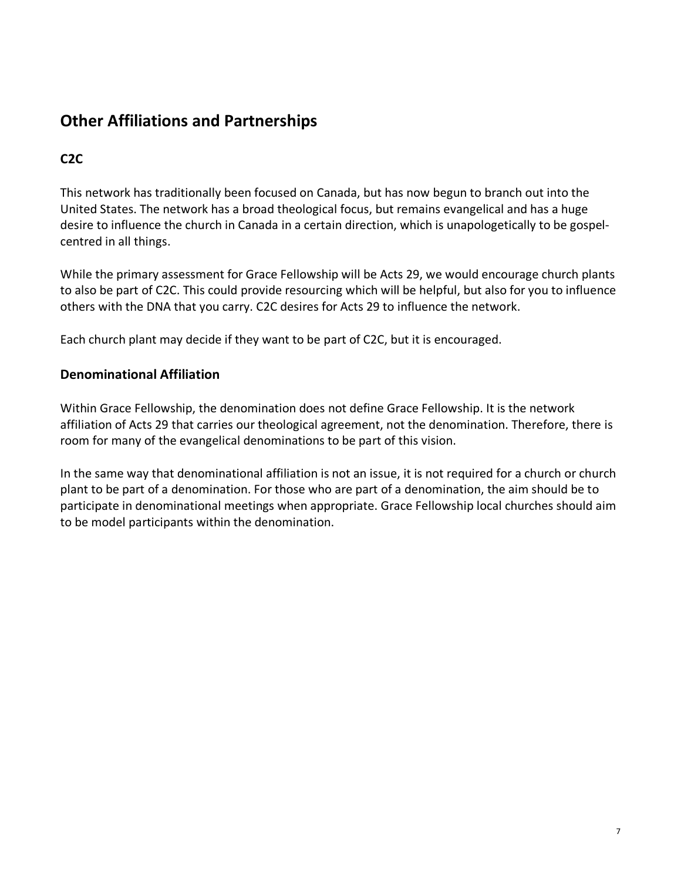## Other Affiliations and Partnerships

### C2C

This network has traditionally been focused on Canada, but has now begun to branch out into the United States. The network has a broad theological focus, but remains evangelical and has a huge desire to influence the church in Canada in a certain direction, which is unapologetically to be gospel-centred in all things.

While the primary assessment for Grace Fellowship will be Acts 29, we would encourage church plants to also be part of C2C. This could provide resourcing which will be helpful, but also for you to influence others with the DNA that you carry. C2C desires for Acts 29 to influence the network.

Each church plant may decide if they want to be part of C2C, but it is encouraged.

### Denominational Affiliation

Within Grace Fellowship, the denomination does not define Grace Fellowship. It is the network affiliation of Acts 29 that carries our theological agreement, not the denomination. Therefore, there is room for many of the evangelical denominations to be part of this vision.

In the same way that denominational affiliation is not an issue, it is not required for a church or church plant to be part of a denomination. For those who are part of a denomination, the aim should be to participate in denominational meetings when appropriate. Grace Fellowship local churches should aim to be model participants within the denomination.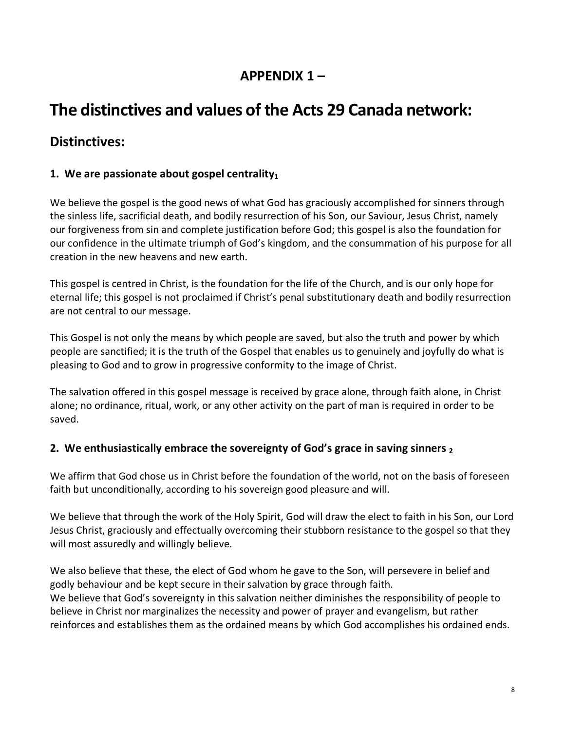## APPENDIX 1 –

# The distinctives and values of the Acts 29 Canada network:

## Distinctives:

### 1. We are passionate about gospel centrality[1]

We believe the gospel is the good news of what God has graciously accomplished for sinners through the sinless life, sacrificial death, and bodily resurrection of his Son, our Saviour, Jesus Christ, namely our forgiveness from sin and complete justification before God; this gospel is also the foundation for our confidence in the ultimate triumph of God's kingdom, and the consummation of his purpose for all creation in the new heavens and new earth.

This gospel is centred in Christ, is the foundation for the life of the Church, and is our only hope for eternal life; this gospel is not proclaimed if Christ's penal substitutionary death and bodily resurrection are not central to our message.

This Gospel is not only the means by which people are saved, but also the truth and power by which people are sanctified; it is the truth of the Gospel that enables us to genuinely and joyfully do what is pleasing to God and to grow in progressive conformity to the image of Christ.

The salvation offered in this gospel message is received by grace alone, through faith alone, in Christ alone; no ordinance, ritual, work, or any other activity on the part of man is required in order to be saved.

### 2. We enthusiastically embrace the sovereignty of God's grace in saving sinners [2]

We affirm that God chose us in Christ before the foundation of the world, not on the basis of foreseen faith but unconditionally, according to his sovereign good pleasure and will.

We believe that through the work of the Holy Spirit, God will draw the elect to faith in his Son, our Lord Jesus Christ, graciously and effectually overcoming their stubborn resistance to the gospel so that they will most assuredly and willingly believe.

We also believe that these, the elect of God whom he gave to the Son, will persevere in belief and godly behaviour and be kept secure in their salvation by grace through faith.

We believe that God's sovereignty in this salvation neither diminishes the responsibility of people to believe in Christ nor marginalizes the necessity and power of prayer and evangelism, but rather reinforces and establishes them as the ordained means by which God accomplishes his ordained ends.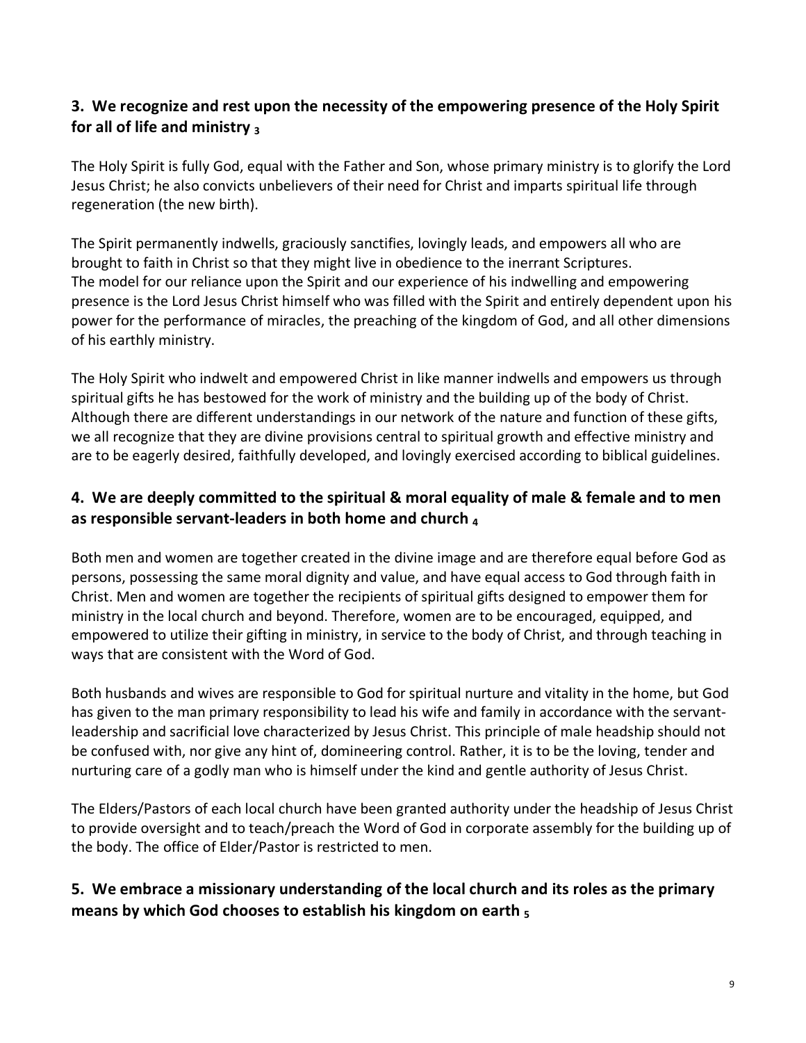### 3. We recognize and rest upon the necessity of the empowering presence of the Holy Spirit for all of life and ministry [3]

The Holy Spirit is fully God, equal with the Father and Son, whose primary ministry is to glorify the Lord Jesus Christ; he also convicts unbelievers of their need for Christ and imparts spiritual life through regeneration (the new birth).

The Spirit permanently indwells, graciously sanctifies, lovingly leads, and empowers all who are brought to faith in Christ so that they might live in obedience to the inerrant Scriptures.
The model for our reliance upon the Spirit and our experience of his indwelling and empowering presence is the Lord Jesus Christ himself who was filled with the Spirit and entirely dependent upon his power for the performance of miracles, the preaching of the kingdom of God, and all other dimensions of his earthly ministry.

The Holy Spirit who indwelt and empowered Christ in like manner indwells and empowers us through spiritual gifts he has bestowed for the work of ministry and the building up of the body of Christ. Although there are different understandings in our network of the nature and function of these gifts, we all recognize that they are divine provisions central to spiritual growth and effective ministry and are to be eagerly desired, faithfully developed, and lovingly exercised according to biblical guidelines.

### 4. We are deeply committed to the spiritual & moral equality of male & female and to men as responsible servant-leaders in both home and church [4]

Both men and women are together created in the divine image and are therefore equal before God as persons, possessing the same moral dignity and value, and have equal access to God through faith in Christ. Men and women are together the recipients of spiritual gifts designed to empower them for ministry in the local church and beyond. Therefore, women are to be encouraged, equipped, and empowered to utilize their gifting in ministry, in service to the body of Christ, and through teaching in ways that are consistent with the Word of God.

Both husbands and wives are responsible to God for spiritual nurture and vitality in the home, but God has given to the man primary responsibility to lead his wife and family in accordance with the servant-leadership and sacrificial love characterized by Jesus Christ. This principle of male headship should not be confused with, nor give any hint of, domineering control. Rather, it is to be the loving, tender and nurturing care of a godly man who is himself under the kind and gentle authority of Jesus Christ.

The Elders/Pastors of each local church have been granted authority under the headship of Jesus Christ to provide oversight and to teach/preach the Word of God in corporate assembly for the building up of the body. The office of Elder/Pastor is restricted to men.

### 5. We embrace a missionary understanding of the local church and its roles as the primary means by which God chooses to establish his kingdom on earth [5]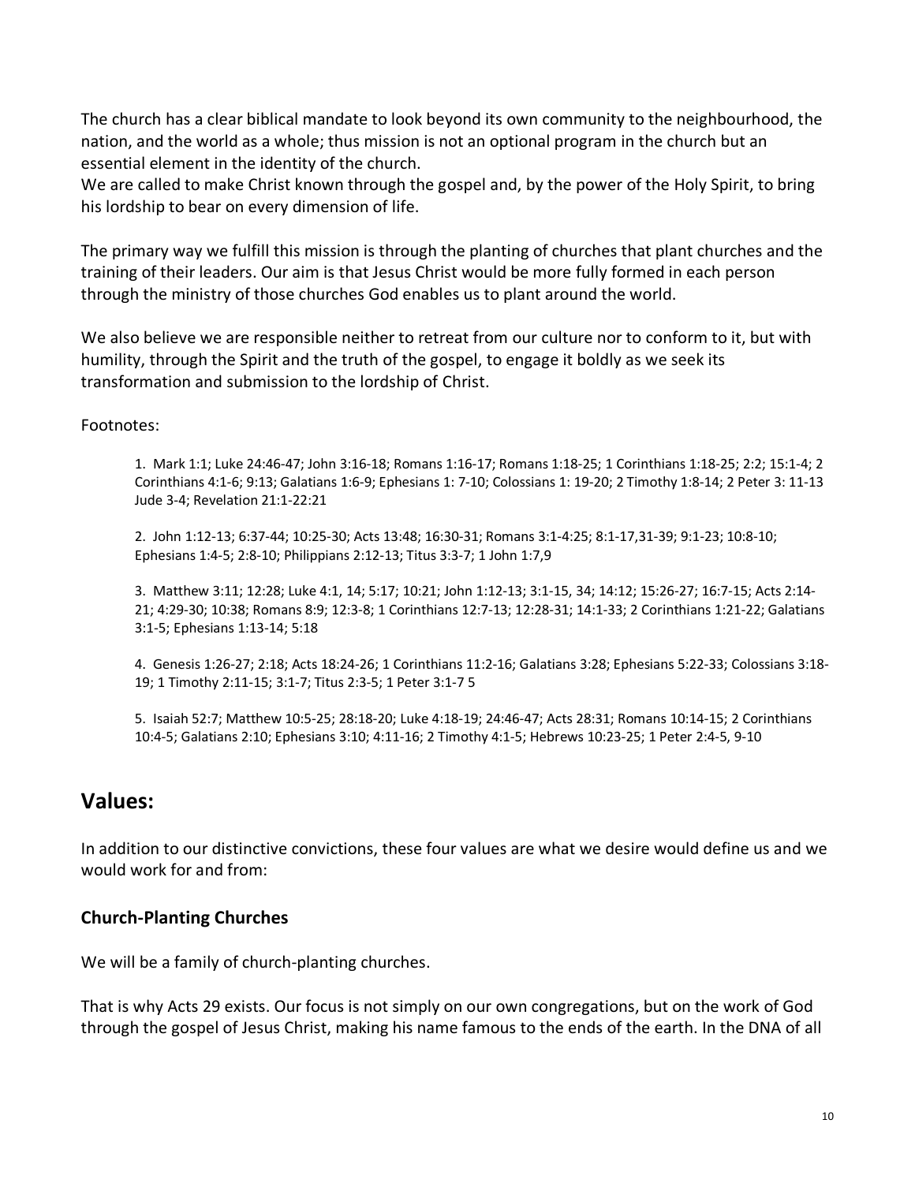The church has a clear biblical mandate to look beyond its own community to the neighbourhood, the nation, and the world as a whole; thus mission is not an optional program in the church but an essential element in the identity of the church.
We are called to make Christ known through the gospel and, by the power of the Holy Spirit, to bring his lordship to bear on every dimension of life.

The primary way we fulfill this mission is through the planting of churches that plant churches and the training of their leaders. Our aim is that Jesus Christ would be more fully formed in each person through the ministry of those churches God enables us to plant around the world.

We also believe we are responsible neither to retreat from our culture nor to conform to it, but with humility, through the Spirit and the truth of the gospel, to engage it boldly as we seek its transformation and submission to the lordship of Christ.

Footnotes:

1. Mark 1:1; Luke 24:46-47; John 3:16-18; Romans 1:16-17; Romans 1:18-25; 1 Corinthians 1:18-25; 2:2; 15:1-4; 2 Corinthians 4:1-6; 9:13; Galatians 1:6-9; Ephesians 1: 7-10; Colossians 1: 19-20; 2 Timothy 1:8-14; 2 Peter 3: 11-13 Jude 3-4; Revelation 21:1-22:21

2. John 1:12-13; 6:37-44; 10:25-30; Acts 13:48; 16:30-31; Romans 3:1-4:25; 8:1-17,31-39; 9:1-23; 10:8-10; Ephesians 1:4-5; 2:8-10; Philippians 2:12-13; Titus 3:3-7; 1 John 1:7,9

3. Matthew 3:11; 12:28; Luke 4:1, 14; 5:17; 10:21; John 1:12-13; 3:1-15, 34; 14:12; 15:26-27; 16:7-15; Acts 2:14-21; 4:29-30; 10:38; Romans 8:9; 12:3-8; 1 Corinthians 12:7-13; 12:28-31; 14:1-33; 2 Corinthians 1:21-22; Galatians 3:1-5; Ephesians 1:13-14; 5:18

4. Genesis 1:26-27; 2:18; Acts 18:24-26; 1 Corinthians 11:2-16; Galatians 3:28; Ephesians 5:22-33; Colossians 3:18-19; 1 Timothy 2:11-15; 3:1-7; Titus 2:3-5; 1 Peter 3:1-7 5

5. Isaiah 52:7; Matthew 10:5-25; 28:18-20; Luke 4:18-19; 24:46-47; Acts 28:31; Romans 10:14-15; 2 Corinthians 10:4-5; Galatians 2:10; Ephesians 3:10; 4:11-16; 2 Timothy 4:1-5; Hebrews 10:23-25; 1 Peter 2:4-5, 9-10

## Values:

In addition to our distinctive convictions, these four values are what we desire would define us and we would work for and from:

### Church-Planting Churches

We will be a family of church-planting churches.

That is why Acts 29 exists. Our focus is not simply on our own congregations, but on the work of God through the gospel of Jesus Christ, making his name famous to the ends of the earth. In the DNA of all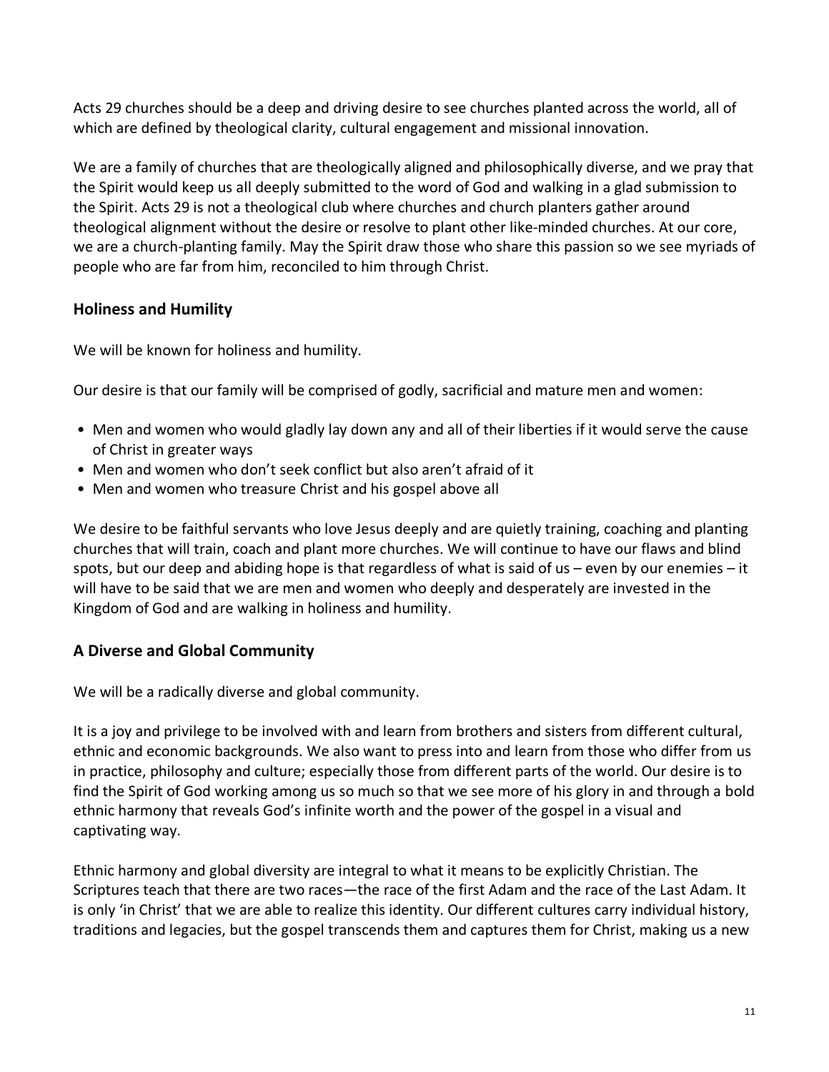Acts 29 churches should be a deep and driving desire to see churches planted across the world, all of which are defined by theological clarity, cultural engagement and missional innovation.

We are a family of churches that are theologically aligned and philosophically diverse, and we pray that the Spirit would keep us all deeply submitted to the word of God and walking in a glad submission to the Spirit. Acts 29 is not a theological club where churches and church planters gather around theological alignment without the desire or resolve to plant other like-minded churches. At our core, we are a church-planting family. May the Spirit draw those who share this passion so we see myriads of people who are far from him, reconciled to him through Christ.

## Holiness and Humility

We will be known for holiness and humility.

Our desire is that our family will be comprised of godly, sacrificial and mature men and women:

- Men and women who would gladly lay down any and all of their liberties if it would serve the cause of Christ in greater ways
- Men and women who don't seek conflict but also aren't afraid of it
- Men and women who treasure Christ and his gospel above all

We desire to be faithful servants who love Jesus deeply and are quietly training, coaching and planting churches that will train, coach and plant more churches. We will continue to have our flaws and blind spots, but our deep and abiding hope is that regardless of what is said of us – even by our enemies – it will have to be said that we are men and women who deeply and desperately are invested in the Kingdom of God and are walking in holiness and humility.

## A Diverse and Global Community

We will be a radically diverse and global community.

It is a joy and privilege to be involved with and learn from brothers and sisters from different cultural, ethnic and economic backgrounds. We also want to press into and learn from those who differ from us in practice, philosophy and culture; especially those from different parts of the world. Our desire is to find the Spirit of God working among us so much so that we see more of his glory in and through a bold ethnic harmony that reveals God's infinite worth and the power of the gospel in a visual and captivating way.

Ethnic harmony and global diversity are integral to what it means to be explicitly Christian. The Scriptures teach that there are two races—the race of the first Adam and the race of the Last Adam. It is only 'in Christ' that we are able to realize this identity. Our different cultures carry individual history, traditions and legacies, but the gospel transcends them and captures them for Christ, making us a new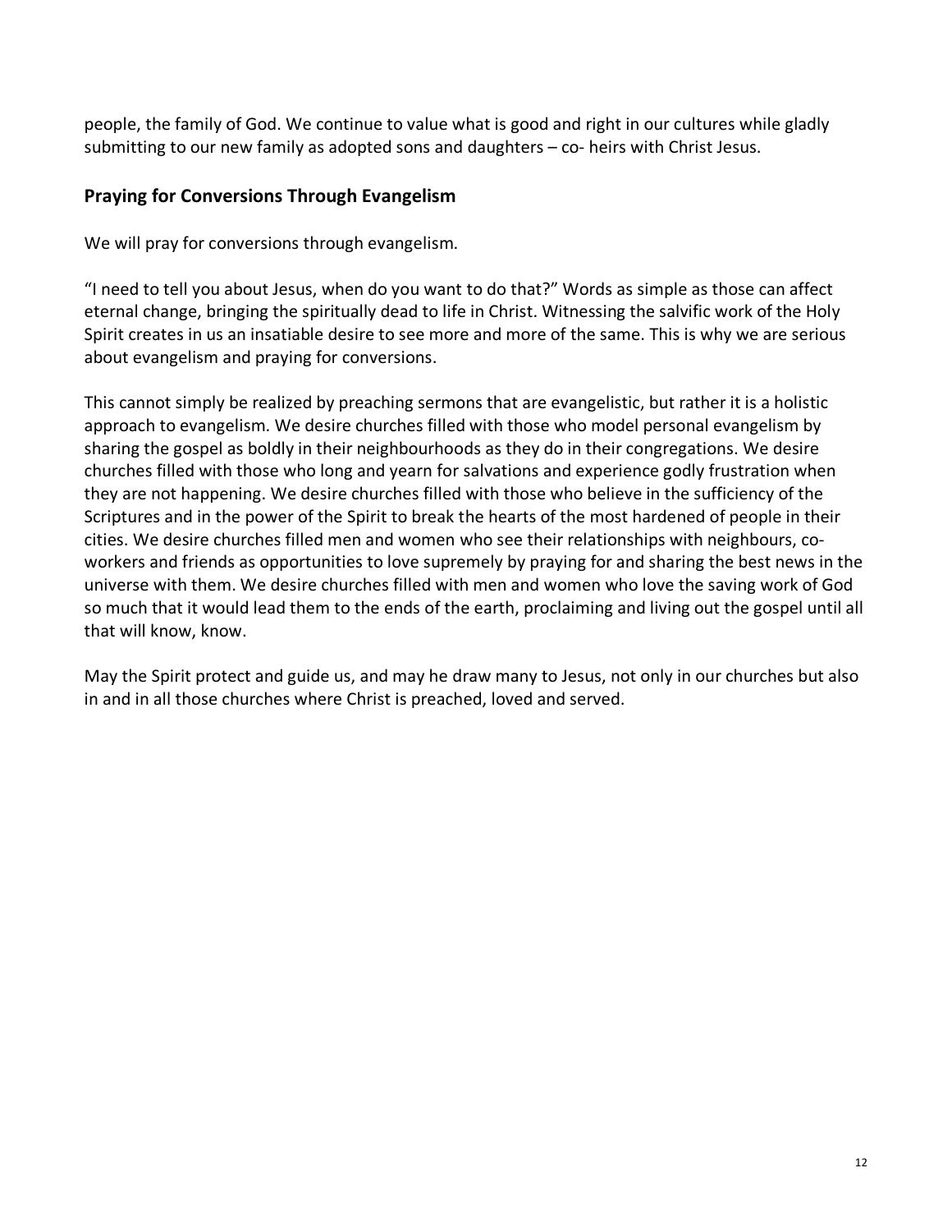people, the family of God. We continue to value what is good and right in our cultures while gladly submitting to our new family as adopted sons and daughters – co- heirs with Christ Jesus.

## Praying for Conversions Through Evangelism

We will pray for conversions through evangelism.

“I need to tell you about Jesus, when do you want to do that?” Words as simple as those can affect eternal change, bringing the spiritually dead to life in Christ. Witnessing the salvific work of the Holy Spirit creates in us an insatiable desire to see more and more of the same. This is why we are serious about evangelism and praying for conversions.

This cannot simply be realized by preaching sermons that are evangelistic, but rather it is a holistic approach to evangelism. We desire churches filled with those who model personal evangelism by sharing the gospel as boldly in their neighbourhoods as they do in their congregations. We desire churches filled with those who long and yearn for salvations and experience godly frustration when they are not happening. We desire churches filled with those who believe in the sufficiency of the Scriptures and in the power of the Spirit to break the hearts of the most hardened of people in their cities. We desire churches filled men and women who see their relationships with neighbours, co-workers and friends as opportunities to love supremely by praying for and sharing the best news in the universe with them. We desire churches filled with men and women who love the saving work of God so much that it would lead them to the ends of the earth, proclaiming and living out the gospel until all that will know, know.

May the Spirit protect and guide us, and may he draw many to Jesus, not only in our churches but also in and in all those churches where Christ is preached, loved and served.